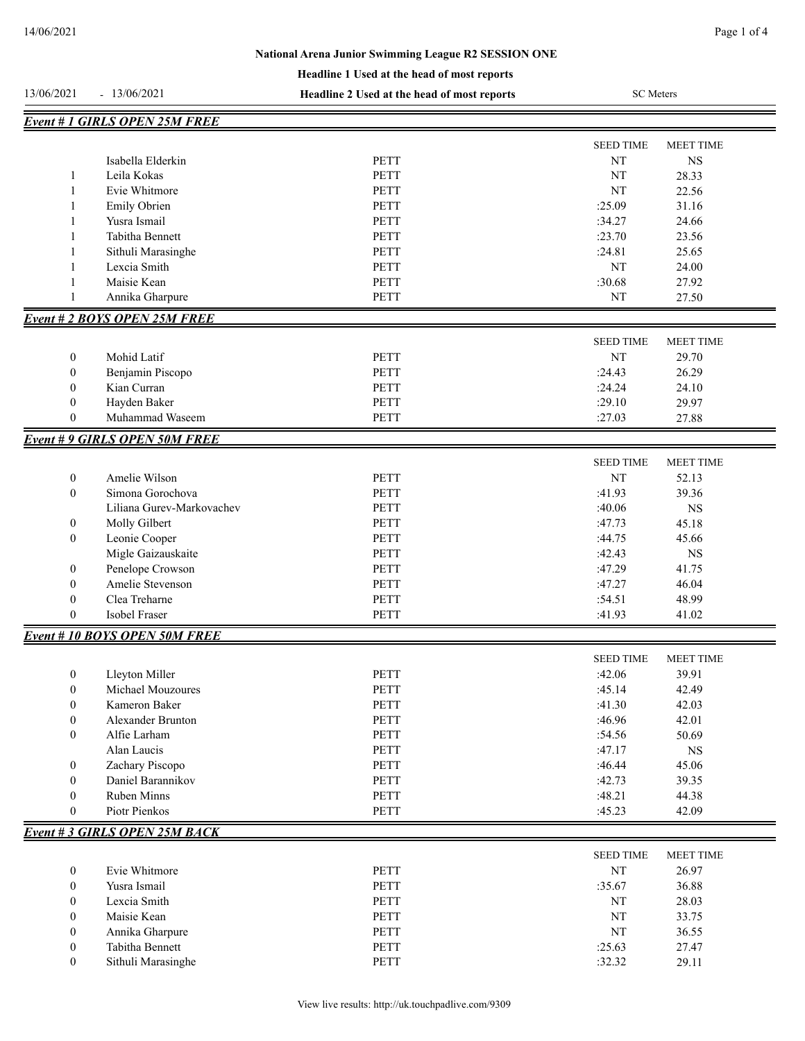## National Arena Junior Swimming League R2 SESSION ONE

**Headline 1 Used at the head of most reports**

13/06/2021 - 13/06/2021 **Headline 2 Used at the head of most reports** SC Meters

### *Event # 1 GIRLS OPEN 25M FREE*

| | | | SEED TIME | MEET TIME |
|---|---|---|---|---|
| | Isabella Elderkin | PETT | NT | NS |
| 1 | Leila Kokas | PETT | NT | 28.33 |
| 1 | Evie Whitmore | PETT | NT | 22.56 |
| 1 | Emily Obrien | PETT | :25.09 | 31.16 |
| 1 | Yusra Ismail | PETT | :34.27 | 24.66 |
| 1 | Tabitha Bennett | PETT | :23.70 | 23.56 |
| 1 | Sithuli Marasinghe | PETT | :24.81 | 25.65 |
| 1 | Lexcia Smith | PETT | NT | 24.00 |
| 1 | Maisie Kean | PETT | :30.68 | 27.92 |
| 1 | Annika Gharpure | PETT | NT | 27.50 |

### *Event # 2 BOYS OPEN 25M FREE*

| | | | SEED TIME | MEET TIME |
|---|---|---|---|---|
| 0 | Mohid Latif | PETT | NT | 29.70 |
| 0 | Benjamin Piscopo | PETT | :24.43 | 26.29 |
| 0 | Kian Curran | PETT | :24.24 | 24.10 |
| 0 | Hayden Baker | PETT | :29.10 | 29.97 |
| 0 | Muhammad Waseem | PETT | :27.03 | 27.88 |

### *Event # 9 GIRLS OPEN 50M FREE*

| | | | SEED TIME | MEET TIME |
|---|---|---|---|---|
| 0 | Amelie Wilson | PETT | NT | 52.13 |
| 0 | Simona Gorochova | PETT | :41.93 | 39.36 |
| | Liliana Gurev-Markovachev | PETT | :40.06 | NS |
| 0 | Molly Gilbert | PETT | :47.73 | 45.18 |
| 0 | Leonie Cooper | PETT | :44.75 | 45.66 |
| | Migle Gaizauskaite | PETT | :42.43 | NS |
| 0 | Penelope Crowson | PETT | :47.29 | 41.75 |
| 0 | Amelie Stevenson | PETT | :47.27 | 46.04 |
| 0 | Clea Treharne | PETT | :54.51 | 48.99 |
| 0 | Isobel Fraser | PETT | :41.93 | 41.02 |

### *Event # 10 BOYS OPEN 50M FREE*

| | | | SEED TIME | MEET TIME |
|---|---|---|---|---|
| 0 | Lleyton Miller | PETT | :42.06 | 39.91 |
| 0 | Michael Mouzoures | PETT | :45.14 | 42.49 |
| 0 | Kameron Baker | PETT | :41.30 | 42.03 |
| 0 | Alexander Brunton | PETT | :46.96 | 42.01 |
| 0 | Alfie Larham | PETT | :54.56 | 50.69 |
| | Alan Laucis | PETT | :47.17 | NS |
| 0 | Zachary Piscopo | PETT | :46.44 | 45.06 |
| 0 | Daniel Barannikov | PETT | :42.73 | 39.35 |
| 0 | Ruben Minns | PETT | :48.21 | 44.38 |
| 0 | Piotr Pienkos | PETT | :45.23 | 42.09 |

### *Event # 3 GIRLS OPEN 25M BACK*

| | | | SEED TIME | MEET TIME |
|---|---|---|---|---|
| 0 | Evie Whitmore | PETT | NT | 26.97 |
| 0 | Yusra Ismail | PETT | :35.67 | 36.88 |
| 0 | Lexcia Smith | PETT | NT | 28.03 |
| 0 | Maisie Kean | PETT | NT | 33.75 |
| 0 | Annika Gharpure | PETT | NT | 36.55 |
| 0 | Tabitha Bennett | PETT | :25.63 | 27.47 |
| 0 | Sithuli Marasinghe | PETT | :32.32 | 29.11 |

View live results: http://uk.touchpadlive.com/9309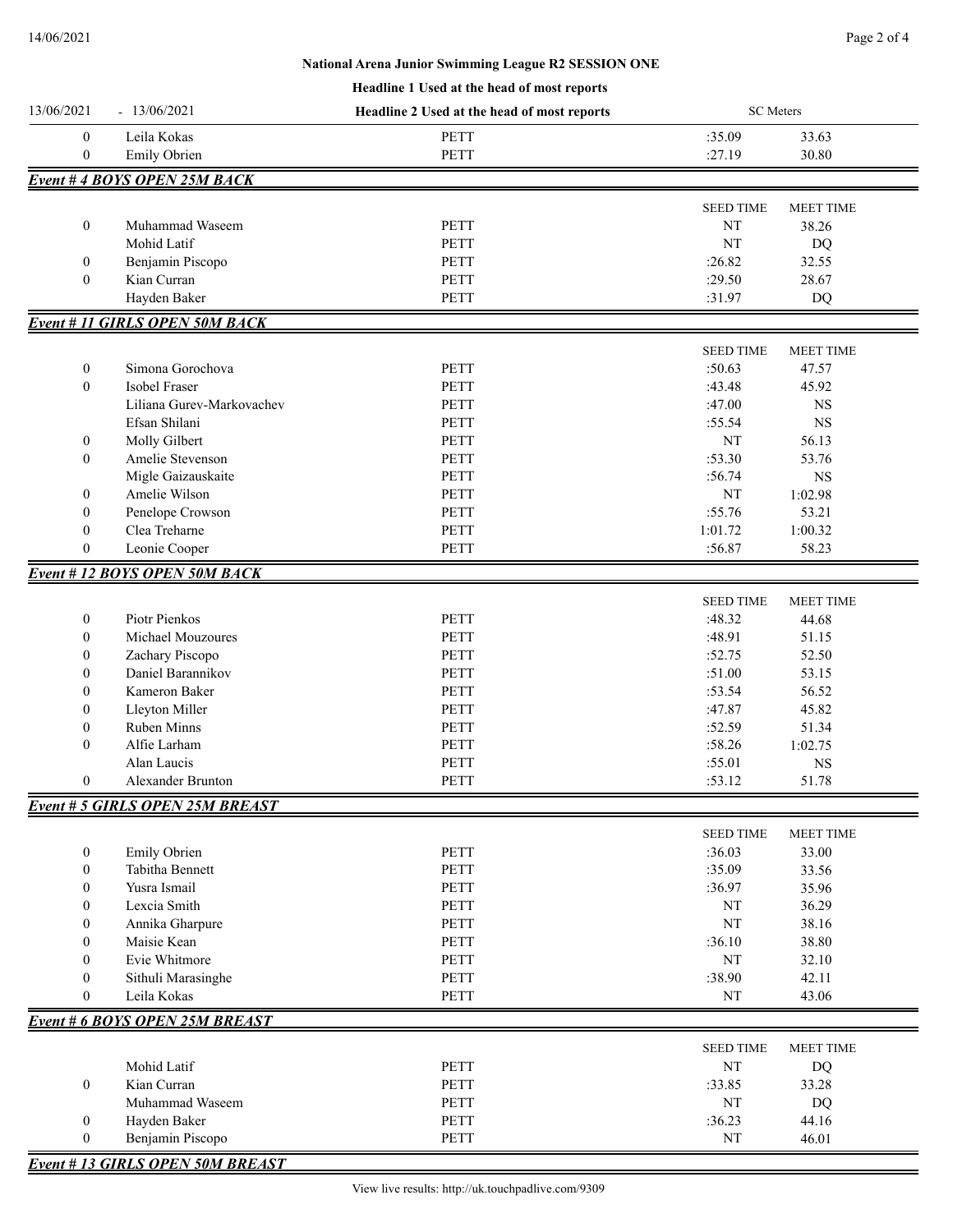| | | | | |
|---|---|---|---|---|
| 0 | Leila Kokas | PETT | :35.09 | 33.63 |
| 0 | Emily Obrien | PETT | :27.19 | 30.80 |

## Event # 4 BOYS OPEN 25M BACK

| | | | SEED TIME | MEET TIME |
|---|---|---|---|---|
| 0 | Muhammad Waseem | PETT | NT | 38.26 |
| | Mohid Latif | PETT | NT | DQ |
| 0 | Benjamin Piscopo | PETT | :26.82 | 32.55 |
| 0 | Kian Curran | PETT | :29.50 | 28.67 |
| | Hayden Baker | PETT | :31.97 | DQ |

## Event # 11 GIRLS OPEN 50M BACK

| | | | SEED TIME | MEET TIME |
|---|---|---|---|---|
| 0 | Simona Gorochova | PETT | :50.63 | 47.57 |
| 0 | Isobel Fraser | PETT | :43.48 | 45.92 |
| | Liliana Gurev-Markovachev | PETT | :47.00 | NS |
| | Efsan Shilani | PETT | :55.54 | NS |
| 0 | Molly Gilbert | PETT | NT | 56.13 |
| 0 | Amelie Stevenson | PETT | :53.30 | 53.76 |
| | Migle Gaizauskaite | PETT | :56.74 | NS |
| 0 | Amelie Wilson | PETT | NT | 1:02.98 |
| 0 | Penelope Crowson | PETT | :55.76 | 53.21 |
| 0 | Clea Treharne | PETT | 1:01.72 | 1:00.32 |
| 0 | Leonie Cooper | PETT | :56.87 | 58.23 |

## Event # 12 BOYS OPEN 50M BACK

| | | | SEED TIME | MEET TIME |
|---|---|---|---|---|
| 0 | Piotr Pienkos | PETT | :48.32 | 44.68 |
| 0 | Michael Mouzoures | PETT | :48.91 | 51.15 |
| 0 | Zachary Piscopo | PETT | :52.75 | 52.50 |
| 0 | Daniel Barannikov | PETT | :51.00 | 53.15 |
| 0 | Kameron Baker | PETT | :53.54 | 56.52 |
| 0 | Lleyton Miller | PETT | :47.87 | 45.82 |
| 0 | Ruben Minns | PETT | :52.59 | 51.34 |
| 0 | Alfie Larham | PETT | :58.26 | 1:02.75 |
| | Alan Laucis | PETT | :55.01 | NS |
| 0 | Alexander Brunton | PETT | :53.12 | 51.78 |

## Event # 5 GIRLS OPEN 25M BREAST

| | | | SEED TIME | MEET TIME |
|---|---|---|---|---|
| 0 | Emily Obrien | PETT | :36.03 | 33.00 |
| 0 | Tabitha Bennett | PETT | :35.09 | 33.56 |
| 0 | Yusra Ismail | PETT | :36.97 | 35.96 |
| 0 | Lexcia Smith | PETT | NT | 36.29 |
| 0 | Annika Gharpure | PETT | NT | 38.16 |
| 0 | Maisie Kean | PETT | :36.10 | 38.80 |
| 0 | Evie Whitmore | PETT | NT | 32.10 |
| 0 | Sithuli Marasinghe | PETT | :38.90 | 42.11 |
| 0 | Leila Kokas | PETT | NT | 43.06 |

## Event # 6 BOYS OPEN 25M BREAST

| | | | SEED TIME | MEET TIME |
|---|---|---|---|---|
| | Mohid Latif | PETT | NT | DQ |
| 0 | Kian Curran | PETT | :33.85 | 33.28 |
| | Muhammad Waseem | PETT | NT | DQ |
| 0 | Hayden Baker | PETT | :36.23 | 44.16 |
| 0 | Benjamin Piscopo | PETT | NT | 46.01 |

## Event # 13 GIRLS OPEN 50M BREAST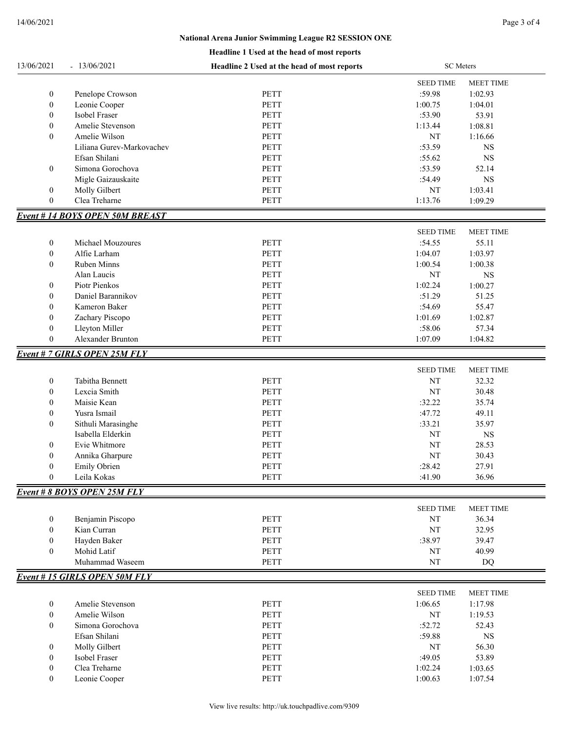National Arena Junior Swimming League R2 SESSION ONE

Headline 1 Used at the head of most reports

13/06/2021 - 13/06/2021 Headline 2 Used at the head of most reports SC Meters

| | | | SEED TIME | MEET TIME |
|---|---|---|---|---|
| 0 | Penelope Crowson | PETT | :59.98 | 1:02.93 |
| 0 | Leonie Cooper | PETT | 1:00.75 | 1:04.01 |
| 0 | Isobel Fraser | PETT | :53.90 | 53.91 |
| 0 | Amelie Stevenson | PETT | 1:13.44 | 1:08.81 |
| 0 | Amelie Wilson | PETT | NT | 1:16.66 |
| | Liliana Gurev-Markovachev | PETT | :53.59 | NS |
| | Efsan Shilani | PETT | :55.62 | NS |
| 0 | Simona Gorochova | PETT | :53.59 | 52.14 |
| | Migle Gaizauskaite | PETT | :54.49 | NS |
| 0 | Molly Gilbert | PETT | NT | 1:03.41 |
| 0 | Clea Treharne | PETT | 1:13.76 | 1:09.29 |

## Event # 14 BOYS OPEN 50M BREAST

| | | | SEED TIME | MEET TIME |
|---|---|---|---|---|
| 0 | Michael Mouzoures | PETT | :54.55 | 55.11 |
| 0 | Alfie Larham | PETT | 1:04.07 | 1:03.97 |
| 0 | Ruben Minns | PETT | 1:00.54 | 1:00.38 |
| | Alan Laucis | PETT | NT | NS |
| 0 | Piotr Pienkos | PETT | 1:02.24 | 1:00.27 |
| 0 | Daniel Barannikov | PETT | :51.29 | 51.25 |
| 0 | Kameron Baker | PETT | :54.69 | 55.47 |
| 0 | Zachary Piscopo | PETT | 1:01.69 | 1:02.87 |
| 0 | Lleyton Miller | PETT | :58.06 | 57.34 |
| 0 | Alexander Brunton | PETT | 1:07.09 | 1:04.82 |

## Event # 7 GIRLS OPEN 25M FLY

| | | | SEED TIME | MEET TIME |
|---|---|---|---|---|
| 0 | Tabitha Bennett | PETT | NT | 32.32 |
| 0 | Lexcia Smith | PETT | NT | 30.48 |
| 0 | Maisie Kean | PETT | :32.22 | 35.74 |
| 0 | Yusra Ismail | PETT | :47.72 | 49.11 |
| 0 | Sithuli Marasinghe | PETT | :33.21 | 35.97 |
| | Isabella Elderkin | PETT | NT | NS |
| 0 | Evie Whitmore | PETT | NT | 28.53 |
| 0 | Annika Gharpure | PETT | NT | 30.43 |
| 0 | Emily Obrien | PETT | :28.42 | 27.91 |
| 0 | Leila Kokas | PETT | :41.90 | 36.96 |

## Event # 8 BOYS OPEN 25M FLY

| | | | SEED TIME | MEET TIME |
|---|---|---|---|---|
| 0 | Benjamin Piscopo | PETT | NT | 36.34 |
| 0 | Kian Curran | PETT | NT | 32.95 |
| 0 | Hayden Baker | PETT | :38.97 | 39.47 |
| 0 | Mohid Latif | PETT | NT | 40.99 |
| | Muhammad Waseem | PETT | NT | DQ |

## Event # 15 GIRLS OPEN 50M FLY

| | | | SEED TIME | MEET TIME |
|---|---|---|---|---|
| 0 | Amelie Stevenson | PETT | 1:06.65 | 1:17.98 |
| 0 | Amelie Wilson | PETT | NT | 1:19.53 |
| 0 | Simona Gorochova | PETT | :52.72 | 52.43 |
| | Efsan Shilani | PETT | :59.88 | NS |
| 0 | Molly Gilbert | PETT | NT | 56.30 |
| 0 | Isobel Fraser | PETT | :49.05 | 53.89 |
| 0 | Clea Treharne | PETT | 1:02.24 | 1:03.65 |
| 0 | Leonie Cooper | PETT | 1:00.63 | 1:07.54 |

View live results: http://uk.touchpadlive.com/9309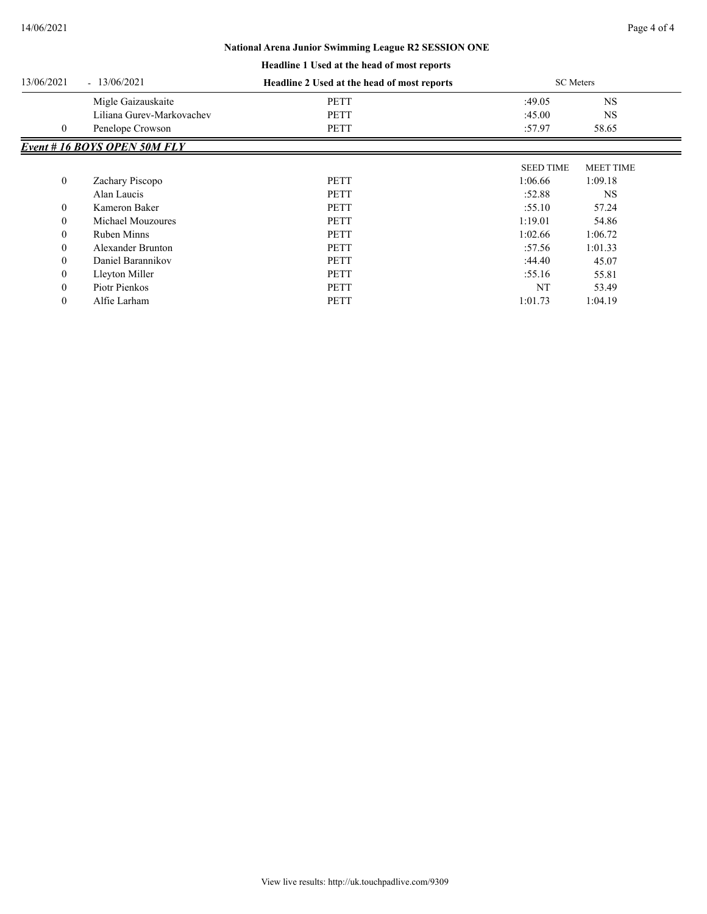**National Arena Junior Swimming League R2 SESSION ONE**

**Headline 1 Used at the head of most reports**

13/06/2021 - 13/06/2021 **Headline 2 Used at the head of most reports** SC Meters

| | | | | |
|---|---|---|---|---|
| | Migle Gaizauskaite | PETT | :49.05 | NS |
| | Liliana Gurev-Markovachev | PETT | :45.00 | NS |
| 0 | Penelope Crowson | PETT | :57.97 | 58.65 |

## *Event # 16 BOYS OPEN 50M FLY*

| | | | SEED TIME | MEET TIME |
|---|---|---|---|---|
| 0 | Zachary Piscopo | PETT | 1:06.66 | 1:09.18 |
| | Alan Laucis | PETT | :52.88 | NS |
| 0 | Kameron Baker | PETT | :55.10 | 57.24 |
| 0 | Michael Mouzoures | PETT | 1:19.01 | 54.86 |
| 0 | Ruben Minns | PETT | 1:02.66 | 1:06.72 |
| 0 | Alexander Brunton | PETT | :57.56 | 1:01.33 |
| 0 | Daniel Barannikov | PETT | :44.40 | 45.07 |
| 0 | Lleyton Miller | PETT | :55.16 | 55.81 |
| 0 | Piotr Pienkos | PETT | NT | 53.49 |
| 0 | Alfie Larham | PETT | 1:01.73 | 1:04.19 |

View live results: http://uk.touchpadlive.com/9309